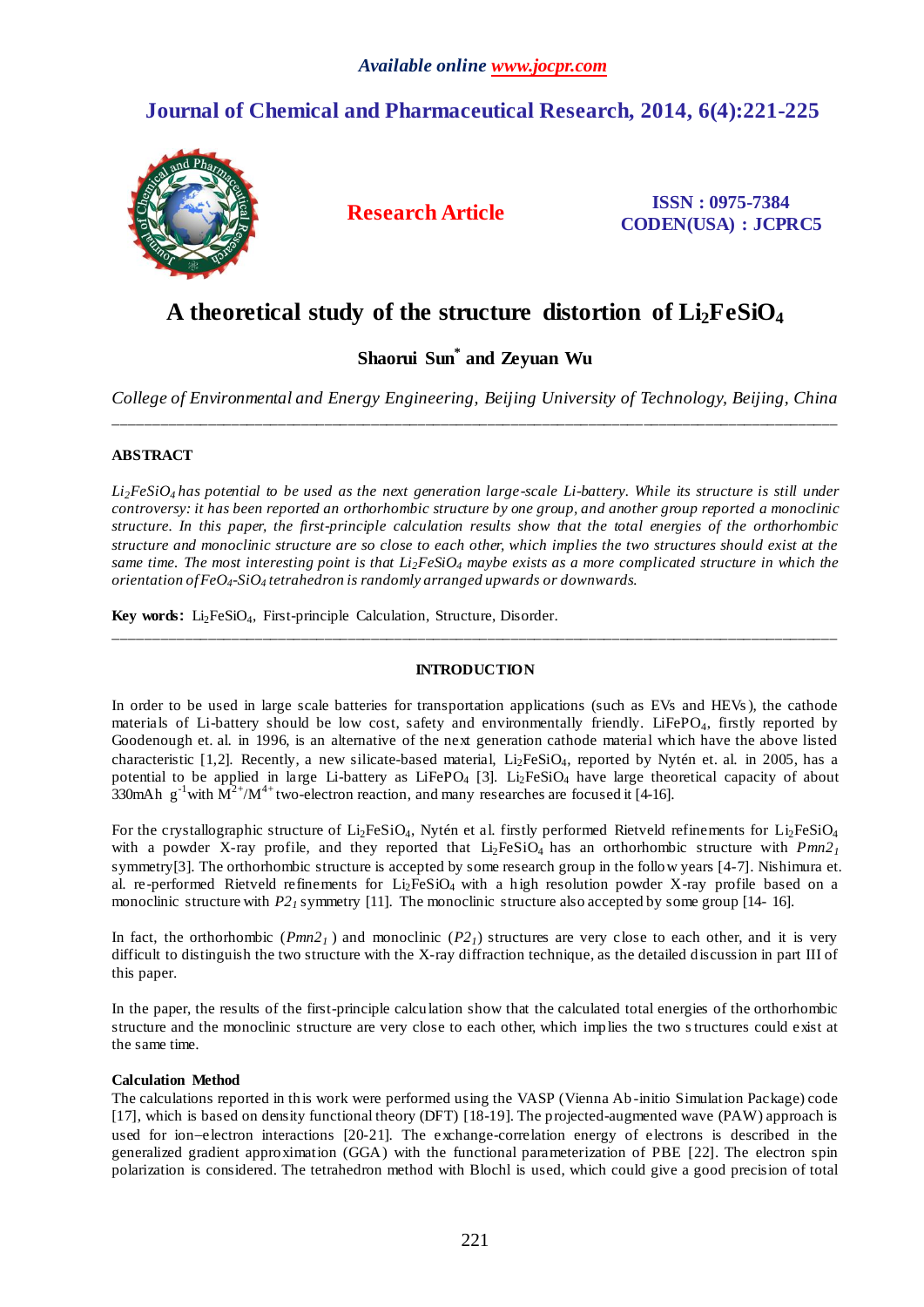# A theoretical study of the structure distortion of $Li_2FeSiO_4$

**Shaorui Sun*** **and Zeyuan Wu**

*College of Environmental and Energy Engineering, Beijing University of Technology, Beijing, China*

---

## ABSTRACT

*$Li_2FeSiO_4$ has potential to be used as the next generation large-scale Li-battery. While its structure is still under controversy: it has been reported an orthorhombic structure by one group, and another group reported a monoclinic structure. In this paper, the first-principle calculation results show that the total energies of the orthorhombic structure and monoclinic structure are so close to each other, which implies the two structures should exist at the same time. The most interesting point is that $Li_2FeSiO_4$ maybe exists as a more complicated structure in which the orientation of $FeO_4$-$SiO_4$ tetrahedron is randomly arranged upwards or downwards.*

**Key words:** $Li_2FeSiO_4$, First-principle Calculation, Structure, Disorder.

---

## INTRODUCTION

In order to be used in large scale batteries for transportation applications (such as EVs and HEVs), the cathode materials of Li-battery should be low cost, safety and environmentally friendly. $LiFePO_4$, firstly reported by Goodenough et. al. in 1996, is an alternative of the next generation cathode material which have the above listed characteristic [1,2]. Recently, a new silicate-based material, $Li_2FeSiO_4$, reported by Nytén et. al. in 2005, has a potential to be applied in large Li-battery as $LiFePO_4$ [3]. $Li_2FeSiO_4$ have large theoretical capacity of about 330mAh $g^{-1}$with $M^{2+}/M^{4+}$ two-electron reaction, and many researches are focused it [4-16].

For the crystallographic structure of $Li_2FeSiO_4$, Nytén et al. firstly performed Rietveld refinements for $Li_2FeSiO_4$ with a powder X-ray profile, and they reported that $Li_2FeSiO_4$ has an orthorhombic structure with $Pmn2_1$ symmetry[3]. The orthorhombic structure is accepted by some research group in the follow years [4-7]. Nishimura et. al. re-performed Rietveld refinements for $Li_2FeSiO_4$ with a high resolution powder X-ray profile based on a monoclinic structure with $P2_1$ symmetry [11]. The monoclinic structure also accepted by some group [14- 16].

In fact, the orthorhombic ($Pmn2_1$) and monoclinic ($P2_1$) structures are very close to each other, and it is very difficult to distinguish the two structure with the X-ray diffraction technique, as the detailed discussion in part III of this paper.

In the paper, the results of the first-principle calculation show that the calculated total energies of the orthorhombic structure and the monoclinic structure are very close to each other, which implies the two structures could exist at the same time.

### Calculation Method

The calculations reported in this work were performed using the VASP (Vienna Ab-initio Simulation Package) code [17], which is based on density functional theory (DFT) [18-19]. The projected-augmented wave (PAW) approach is used for ion–electron interactions [20-21]. The exchange-correlation energy of electrons is described in the generalized gradient approximation (GGA) with the functional parameterization of PBE [22]. The electron spin polarization is considered. The tetrahedron method with Blochl is used, which could give a good precision of total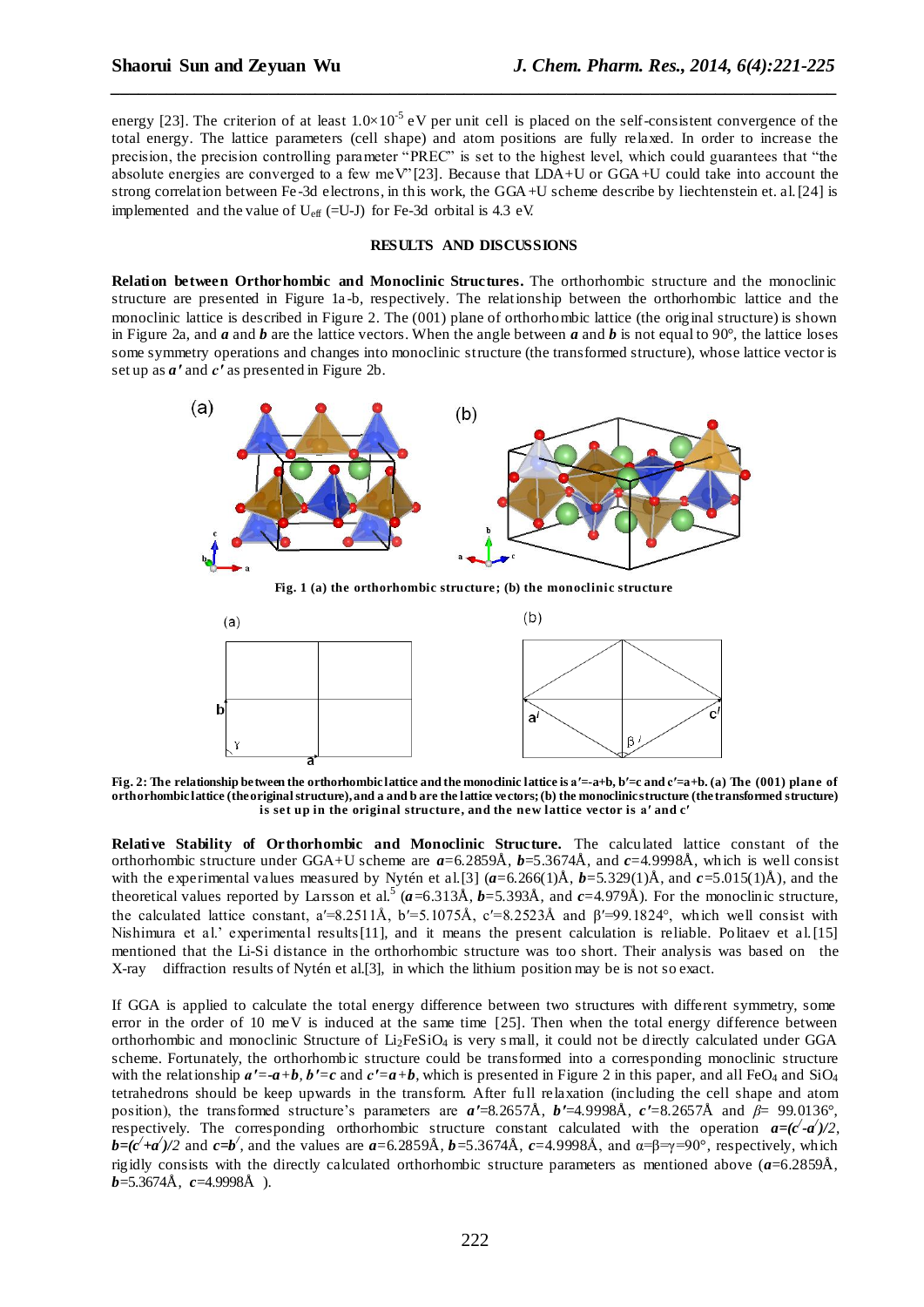energy [23]. The criterion of at least $1.0\times10^{-5}$ eV per unit cell is placed on the self-consistent convergence of the total energy. The lattice parameters (cell shape) and atom positions are fully relaxed. In order to increase the precision, the precision controlling parameter "PREC" is set to the highest level, which could guarantees that "the absolute energies are converged to a few meV" [23]. Because that LDA+U or GGA+U could take into account the strong correlation between Fe-3d electrons, in this work, the GGA+U scheme describe by liechtenstein et. al. [24] is implemented and the value of $U_{eff}$ (=U-J) for Fe-3d orbital is 4.3 eV.

## RESULTS AND DISCUSSIONS

**Relation between Orthorhombic and Monoclinic Structures.** The orthorhombic structure and the monoclinic structure are presented in Figure 1a-b, respectively. The relationship between the orthorhombic lattice and the monoclinic lattice is described in Figure 2. The (001) plane of orthorhombic lattice (the original structure) is shown in Figure 2a, and ***a*** and ***b*** are the lattice vectors. When the angle between ***a*** and ***b*** is not equal to 90°, the lattice loses some symmetry operations and changes into monoclinic structure (the transformed structure), whose lattice vector is set up as ***a′*** and ***c′*** as presented in Figure 2b.

**Fig. 1 (a) the orthorhombic structure; (b) the monoclinic structure**

**Fig. 2: The relationship between the orthorhombic lattice and the monoclinic lattice is a′=-a+b, b′=c and c′=a+b. (a) The (001) plane of orthorhombic lattice (the original structure), and a and b are the lattice vectors; (b) the monoclinic structure (the transformed structure) is set up in the original structure, and the new lattice vector is a′ and c′**

**Relative Stability of Orthorhombic and Monoclinic Structure.** The calculated lattice constant of the orthorhombic structure under GGA+U scheme are ***a***=6.2859Å, ***b***=5.3674Å, and ***c***=4.9998Å, which is well consist with the experimental values measured by Nytén et al.[3] (***a***=6.266(1)Å, ***b***=5.329(1)Å, and ***c***=5.015(1)Å), and the theoretical values reported by Larsson et al.[5] (***a***=6.313Å, ***b***=5.393Å, and ***c***=4.979Å). For the monoclinic structure, the calculated lattice constant, a′=8.2511Å, b′=5.1075Å, c′=8.2523Å and β′=99.1824°, which well consist with Nishimura et al.' experimental results[11], and it means the present calculation is reliable. Politaev et al.[15] mentioned that the Li-Si distance in the orthorhombic structure was too short. Their analysis was based on the X-ray diffraction results of Nytén et al.[3], in which the lithium position may be is not so exact.

If GGA is applied to calculate the total energy difference between two structures with different symmetry, some error in the order of 10 meV is induced at the same time [25]. Then when the total energy difference between orthorhombic and monoclinic Structure of $Li_2FeSiO_4$ is very small, it could not be directly calculated under GGA scheme. Fortunately, the orthorhombic structure could be transformed into a corresponding monoclinic structure with the relationship ***a′***=-***a***+***b***, ***b′***=***c*** and ***c′***=***a***+***b***, which is presented in Figure 2 in this paper, and all $FeO_4$ and $SiO_4$ tetrahedrons should be keep upwards in the transform. After full relaxation (including the cell shape and atom position), the transformed structure's parameters are ***a′***=8.2657Å, ***b′***=4.9998Å, ***c′***=8.2657Å and $\beta$= 99.0136°, respectively. The corresponding orthorhombic structure constant calculated with the operation $\boldsymbol{a}=(\boldsymbol{c}'-\boldsymbol{a}')/2$, $\boldsymbol{b}=(\boldsymbol{c}'+\boldsymbol{a}')/2$ and $\boldsymbol{c}=\boldsymbol{b}'$, and the values are ***a***=6.2859Å, ***b***=5.3674Å, ***c***=4.9998Å, and α=β=γ=90°, respectively, which rigidly consists with the directly calculated orthorhombic structure parameters as mentioned above (***a***=6.2859Å, ***b***=5.3674Å, ***c***=4.9998Å ).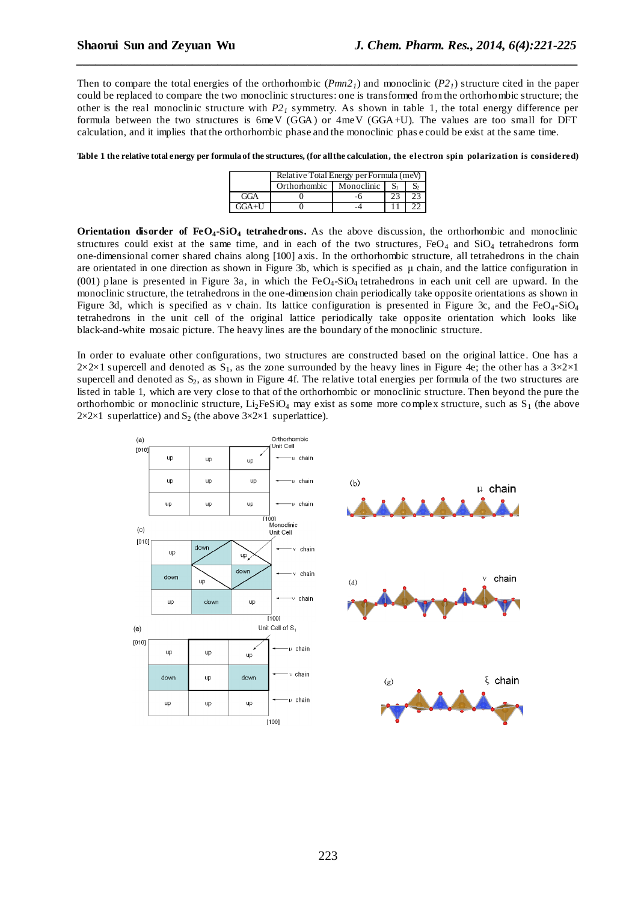Then to compare the total energies of the orthorhombic (*Pmn2₁*) and monoclinic (*P2₁*) structure cited in the paper could be replaced to compare the two monoclinic structures: one is transformed from the orthorhombic structure; the other is the real monoclinic structure with $P2_1$ symmetry. As shown in table 1, the total energy difference per formula between the two structures is 6meV (GGA) or 4meV (GGA+U). The values are too small for DFT calculation, and it implies that the orthorhombic phase and the monoclinic phase could be exist at the same time.

**Table 1 the relative total energy per formula of the structures, (for all the calculation, the electron spin polarization is considered)**

| | Relative Total Energy per Formula (meV) | | | |
|---|---|---|---|---|
| | Orthorhombic | Monoclinic | $S_1$ | $S_2$ |
| GGA | 0 | -6 | 23 | 23 |
| GGA+U | 0 | -4 | 11 | 22 |

**Orientation disorder of $FeO_4$-$SiO_4$ tetrahedrons.** As the above discussion, the orthorhombic and monoclinic structures could exist at the same time, and in each of the two structures, $FeO_4$ and $SiO_4$ tetrahedrons form one-dimensional corner shared chains along [100] axis. In the orthorhombic structure, all tetrahedrons in the chain are orientated in one direction as shown in Figure 3b, which is specified as μ chain, and the lattice configuration in (001) plane is presented in Figure 3a, in which the $FeO_4$-$SiO_4$ tetrahedrons in each unit cell are upward. In the monoclinic structure, the tetrahedrons in the one-dimension chain periodically take opposite orientations as shown in Figure 3d, which is specified as ν chain. Its lattice configuration is presented in Figure 3c, and the $FeO_4$-$SiO_4$ tetrahedrons in the unit cell of the original lattice periodically take opposite orientation which looks like black-and-white mosaic picture. The heavy lines are the boundary of the monoclinic structure.

In order to evaluate other configurations, two structures are constructed based on the original lattice. One has a 2×2×1 supercell and denoted as $S_1$, as the zone surrounded by the heavy lines in Figure 4e; the other has a 3×2×1 supercell and denoted as $S_2$, as shown in Figure 4f. The relative total energies per formula of the two structures are listed in table 1, which are very close to that of the orthorhombic or monoclinic structure. Then beyond the pure the orthorhombic or monoclinic structure, $Li_2FeSiO_4$ may exist as some more complex structure, such as $S_1$ (the above 2×2×1 superlattice) and $S_2$ (the above 3×2×1 superlattice).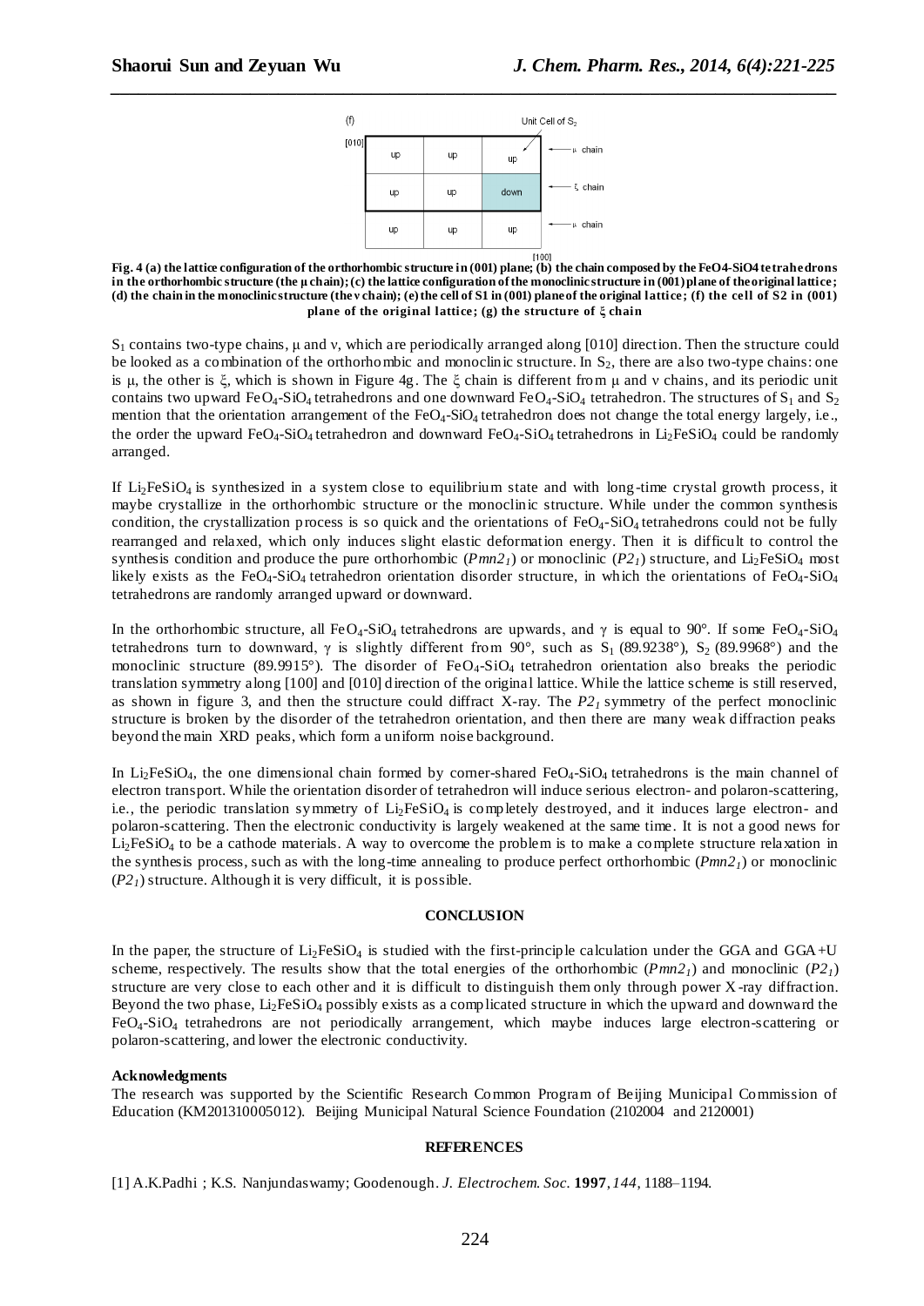(f)

| [010] | | | | Unit Cell of $S_2$ |
|---|---|---|---|---|
| | up | up | up | ← μ chain |
| | up | up | down | ← ξ chain |
| | up | up | up | ← μ chain |
| | | | [100] | |

**Fig. 4 (a) the lattice configuration of the orthorhombic structure in (001) plane; (b) the chain composed by the FeO4-SiO4 tetrahedrons in the orthorhombic structure (the μ chain); (c) the lattice configuration of the monoclinic structure in (001) plane of the original lattice; (d) the chain in the monoclinic structure (the ν chain); (e) the cell of S1 in (001) plane of the original lattice; (f) the cell of S2 in (001) plane of the original lattice; (g) the structure of ξ chain**

$S_1$ contains two-type chains, μ and ν, which are periodically arranged along [010] direction. Then the structure could be looked as a combination of the orthorhombic and monoclinic structure. In $S_2$, there are also two-type chains: one is μ, the other is ξ, which is shown in Figure 4g. The ξ chain is different from μ and ν chains, and its periodic unit contains two upward $FeO_4$-$SiO_4$ tetrahedrons and one downward $FeO_4$-$SiO_4$ tetrahedron. The structures of $S_1$ and $S_2$ mention that the orientation arrangement of the $FeO_4$-$SiO_4$ tetrahedron does not change the total energy largely, i.e., the order the upward $FeO_4$-$SiO_4$ tetrahedron and downward $FeO_4$-$SiO_4$ tetrahedrons in $Li_2FeSiO_4$ could be randomly arranged.

If $Li_2FeSiO_4$ is synthesized in a system close to equilibrium state and with long-time crystal growth process, it maybe crystallize in the orthorhombic structure or the monoclinic structure. While under the common synthesis condition, the crystallization process is so quick and the orientations of $FeO_4$-$SiO_4$ tetrahedrons could not be fully rearranged and relaxed, which only induces slight elastic deformation energy. Then it is difficult to control the synthesis condition and produce the pure orthorhombic (*Pmn2₁*) or monoclinic (*P2₁*) structure, and $Li_2FeSiO_4$ most likely exists as the $FeO_4$-$SiO_4$ tetrahedron orientation disorder structure, in which the orientations of $FeO_4$-$SiO_4$ tetrahedrons are randomly arranged upward or downward.

In the orthorhombic structure, all $FeO_4$-$SiO_4$ tetrahedrons are upwards, and γ is equal to 90°. If some $FeO_4$-$SiO_4$ tetrahedrons turn to downward, γ is slightly different from 90°, such as $S_1$ (89.9238°), $S_2$ (89.9968°) and the monoclinic structure (89.9915°). The disorder of $FeO_4$-$SiO_4$ tetrahedron orientation also breaks the periodic translation symmetry along [100] and [010] direction of the original lattice. While the lattice scheme is still reserved, as shown in figure 3, and then the structure could diffract X-ray. The $P2_1$ symmetry of the perfect monoclinic structure is broken by the disorder of the tetrahedron orientation, and then there are many weak diffraction peaks beyond the main XRD peaks, which form a uniform noise background.

In $Li_2FeSiO_4$, the one dimensional chain formed by corner-shared $FeO_4$-$SiO_4$ tetrahedrons is the main channel of electron transport. While the orientation disorder of tetrahedron will induce serious electron- and polaron-scattering, i.e., the periodic translation symmetry of $Li_2FeSiO_4$ is completely destroyed, and it induces large electron- and polaron-scattering. Then the electronic conductivity is largely weakened at the same time. It is not a good news for $Li_2FeSiO_4$ to be a cathode materials. A way to overcome the problem is to make a complete structure relaxation in the synthesis process, such as with the long-time annealing to produce perfect orthorhombic ($Pmn2_1$) or monoclinic ($P2_1$) structure. Although it is very difficult, it is possible.

## CONCLUSION

In the paper, the structure of $Li_2FeSiO_4$ is studied with the first-principle calculation under the GGA and GGA+U scheme, respectively. The results show that the total energies of the orthorhombic ($Pmn2_1$) and monoclinic ($P2_1$) structure are very close to each other and it is difficult to distinguish them only through power X-ray diffraction. Beyond the two phase, $Li_2FeSiO_4$ possibly exists as a complicated structure in which the upward and downward the $FeO_4$-$SiO_4$ tetrahedrons are not periodically arrangement, which maybe induces large electron-scattering or polaron-scattering, and lower the electronic conductivity.

**Acknowledgments**

The research was supported by the Scientific Research Common Program of Beijing Municipal Commission of Education (KM201310005012). Beijing Municipal Natural Science Foundation (2102004 and 2120001)

## REFERENCES

[1] A.K.Padhi ; K.S. Nanjundaswamy; Goodenough. *J. Electrochem. Soc.* **1997**, *144*, 1188–1194.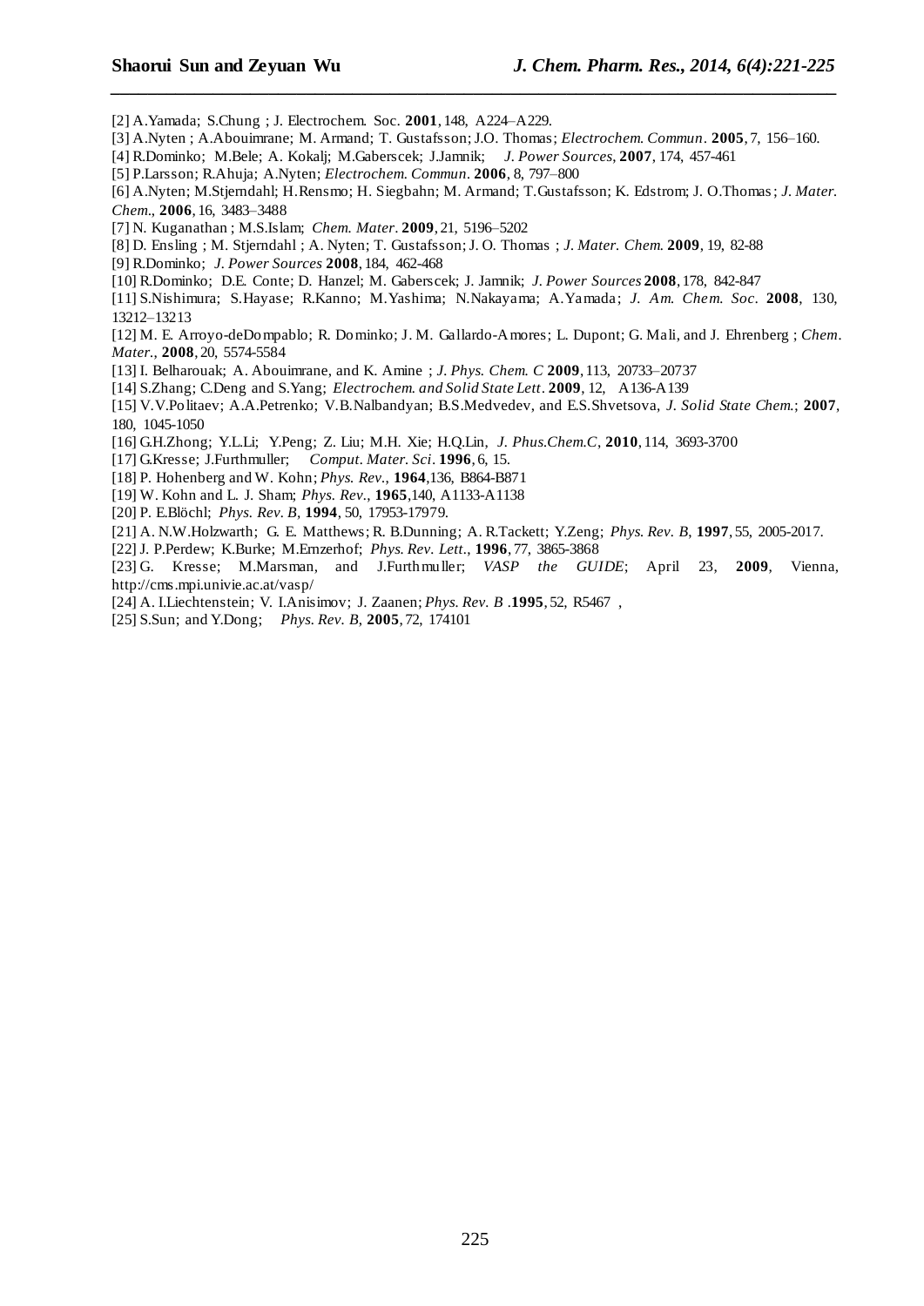[2] A.Yamada; S.Chung ; J. Electrochem. Soc. **2001**, 148, A224–A229.

[3] A.Nyten ; A.Abouimrane; M. Armand; T. Gustafsson; J.O. Thomas; *Electrochem. Commun*. **2005**, 7, 156–160.

[4] R.Dominko; M.Bele; A. Kokalj; M.Gaberscek; J.Jamnik; *J. Power Sources*, **2007**, 174, 457-461

[5] P.Larsson; R.Ahuja; A.Nyten; *Electrochem. Commun*. **2006**, 8, 797–800

[6] A.Nyten; M.Stjerndahl; H.Rensmo; H. Siegbahn; M. Armand; T.Gustafsson; K. Edstrom; J. O.Thomas; *J. Mater. Chem*., **2006**, 16, 3483–3488

[7] N. Kuganathan ; M.S.Islam; *Chem. Mater*. **2009**, 21, 5196–5202

[8] D. Ensling ; M. Stjerndahl ; A. Nyten; T. Gustafsson; J. O. Thomas ; *J. Mater. Chem*. **2009**, 19, 82-88

[9] R.Dominko; *J. Power Sources* **2008**, 184, 462-468

[10] R.Dominko; D.E. Conte; D. Hanzel; M. Gaberscek; J. Jamnik; *J. Power Sources* **2008**, 178, 842-847

[11] S.Nishimura; S.Hayase; R.Kanno; M.Yashima; N.Nakayama; A.Yamada; *J. Am. Chem. Soc*. **2008**, 130, 13212–13213

[12] M. E. Arroyo-deDompablo; R. Dominko; J. M. Gallardo-Amores; L. Dupont; G. Mali, and J. Ehrenberg ; *Chem. Mater*., **2008**, 20, 5574-5584

[13] I. Belharouak; A. Abouimrane, and K. Amine ; *J. Phys. Chem. C* **2009**, 113, 20733–20737

[14] S.Zhang; C.Deng and S.Yang; *Electrochem. and Solid State Lett*. **2009**, 12, A136-A139

[15] V.V.Politaev; A.A.Petrenko; V.B.Nalbandyan; B.S.Medvedev, and E.S.Shvetsova, *J. Solid State Chem*.; **2007**, 180, 1045-1050

[16] G.H.Zhong; Y.L.Li; Y.Peng; Z. Liu; M.H. Xie; H.Q.Lin, *J. Phus.Chem.C*, **2010**, 114, 3693-3700

[17] G.Kresse; J.Furthmuller; *Comput. Mater. Sci*. **1996**, 6, 15.

[18] P. Hohenberg and W. Kohn; *Phys. Rev.*, **1964**,136, B864-B871

[19] W. Kohn and L. J. Sham; *Phys. Rev*., **1965**,140, A1133-A1138

[20] P. E.Blöchl; *Phys. Rev. B,* **1994**, 50, 17953-17979.

[21] A. N.W.Holzwarth; G. E. Matthews; R. B.Dunning; A. R.Tackett; Y.Zeng; *Phys. Rev. B*, **1997**, 55, 2005-2017.

[22] J. P.Perdew; K.Burke; M.Ernzerhof; *Phys. Rev. Lett*., **1996**, 77, 3865-3868

[23] G. Kresse; M.Marsman, and J.Furthmuller; *VASP the GUIDE*; April 23, **2009**, Vienna, http://cms.mpi.univie.ac.at/vasp/

[24] A. I.Liechtenstein; V. I.Anisimov; J. Zaanen; *Phys. Rev. B* .**1995**, 52, R5467 ,

[25] S.Sun; and Y.Dong; *Phys. Rev. B*, **2005**, 72, 174101